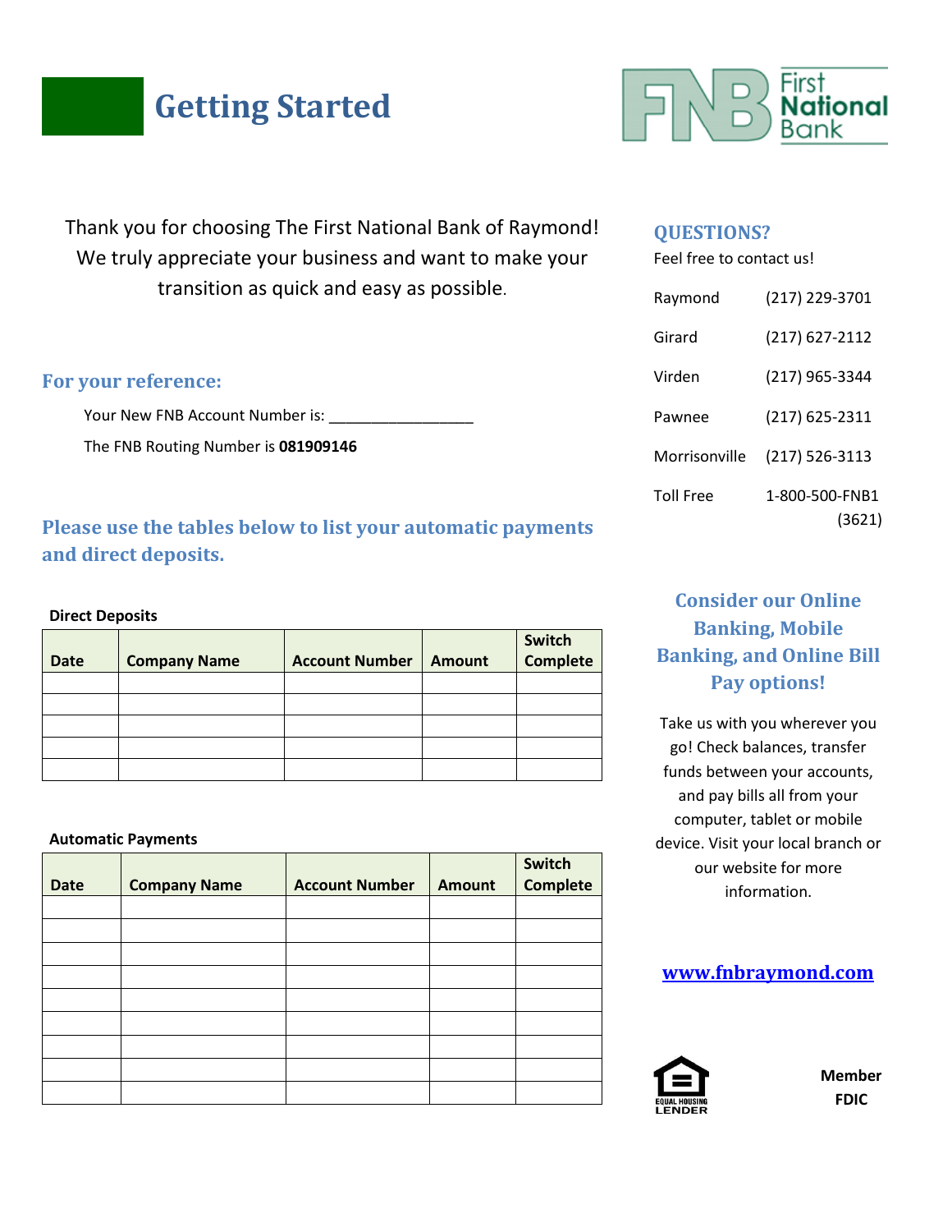# Getting Started

First National Bank

Thank you for choosing The First National Bank of Raymond! We truly appreciate your business and want to make your transition as quick and easy as possible.

## For your reference:

Your New FNB Account Number is: _________________

The FNB Routing Number is **081909146**

## Please use the tables below to list your automatic payments and direct deposits.

**Direct Deposits**

| Date | Company Name | Account Number | Amount | Switch Complete |
|---|---|---|---|---|
| | | | | |
| | | | | |
| | | | | |
| | | | | |
| | | | | |

**Automatic Payments**

| Date | Company Name | Account Number | Amount | Switch Complete |
|---|---|---|---|---|
| | | | | |
| | | | | |
| | | | | |
| | | | | |
| | | | | |
| | | | | |
| | | | | |
| | | | | |
| | | | | |

## QUESTIONS?

Feel free to contact us!

| | |
|---|---|
| Raymond | (217) 229-3701 |
| Girard | (217) 627-2112 |
| Virden | (217) 965-3344 |
| Pawnee | (217) 625-2311 |
| Morrisonville | (217) 526-3113 |
| Toll Free | 1-800-500-FNB1 (3621) |

## Consider our Online Banking, Mobile Banking, and Online Bill Pay options!

Take us with you wherever you go! Check balances, transfer funds between your accounts, and pay bills all from your computer, tablet or mobile device. Visit your local branch or our website for more information.

**www.fnbraymond.com**

EQUAL HOUSING LENDER

**Member FDIC**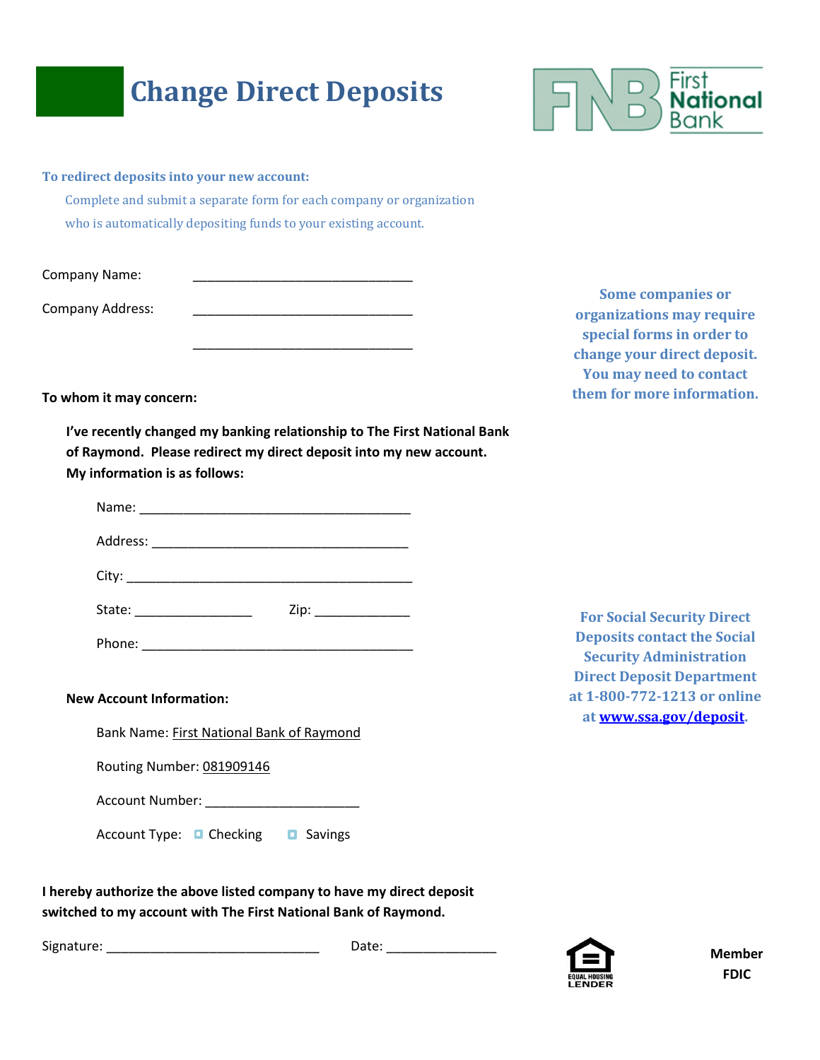# Change Direct Deposits

First National Bank

**To redirect deposits into your new account:**

Complete and submit a separate form for each company or organization who is automatically depositing funds to your existing account.

Company Name: ______________________________

Company Address: ______________________________

______________________________

**Some companies or organizations may require special forms in order to change your direct deposit. You may need to contact them for more information.**

**To whom it may concern:**

**I've recently changed my banking relationship to The First National Bank of Raymond. Please redirect my direct deposit into my new account. My information is as follows:**

Name: ______________________________________

Address: ____________________________________

City: ________________________________________

State: ________________ Zip: _____________

Phone: ______________________________________

**New Account Information:**

Bank Name: First National Bank of Raymond

Routing Number: 081909146

Account Number: _____________________

Account Type: ☐ Checking ☐ Savings

**For Social Security Direct Deposits contact the Social Security Administration Direct Deposit Department at 1-800-772-1213 or online at [www.ssa.gov/deposit](http://www.ssa.gov/deposit).**

**I hereby authorize the above listed company to have my direct deposit switched to my account with The First National Bank of Raymond.**

Signature: _____________________________ Date: _______________

EQUAL HOUSING LENDER

**Member FDIC**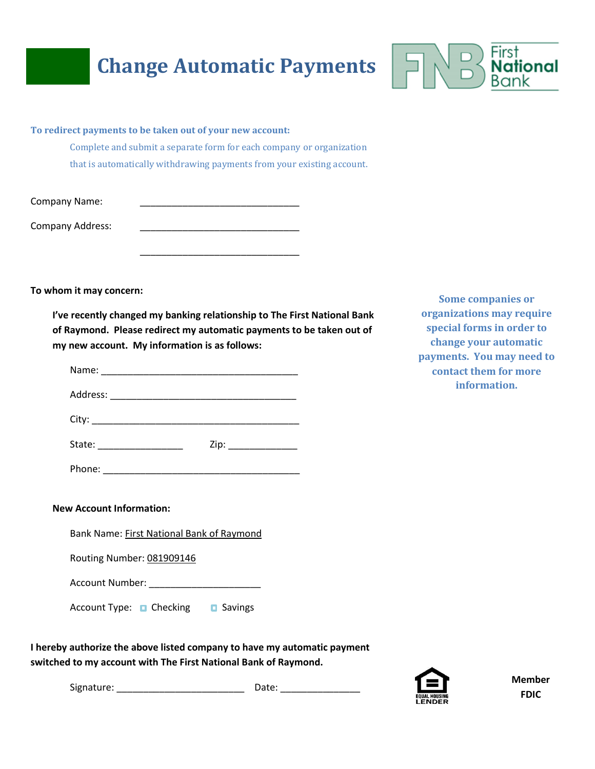# Change Automatic Payments

First National Bank

**To redirect payments to be taken out of your new account:**

Complete and submit a separate form for each company or organization that is automatically withdrawing payments from your existing account.

Company Name: ______________________________

Company Address: ______________________________

______________________________

**To whom it may concern:**

**I've recently changed my banking relationship to The First National Bank of Raymond. Please redirect my automatic payments to be taken out of my new account. My information is as follows:**

Name: ____________________________________

Address: __________________________________

City: ______________________________________

State: _______________ Zip: _____________

Phone: ____________________________________

**Some companies or organizations may require special forms in order to change your automatic payments. You may need to contact them for more information.**

**New Account Information:**

Bank Name: First National Bank of Raymond

Routing Number: 081909146

Account Number: ____________________

Account Type: ☐ Checking ☐ Savings

**I hereby authorize the above listed company to have my automatic payment switched to my account with The First National Bank of Raymond.**

Signature: _______________________ Date: ______________

EQUAL HOUSING LENDER

**Member FDIC**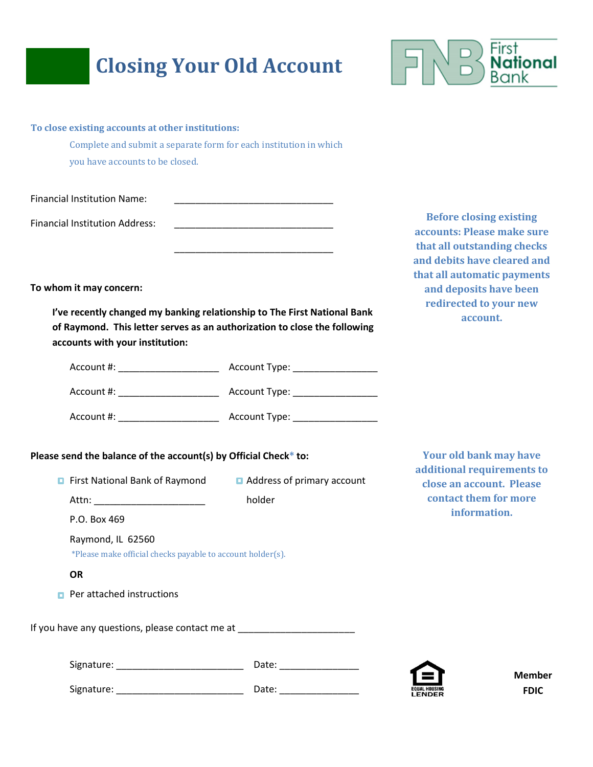# Closing Your Old Account

First National Bank

**To close existing accounts at other institutions:**

Complete and submit a separate form for each institution in which you have accounts to be closed.

Financial Institution Name: ______________________________

Financial Institution Address: ______________________________

______________________________

**Before closing existing accounts: Please make sure that all outstanding checks and debits have cleared and that all automatic payments and deposits have been redirected to your new account.**

**To whom it may concern:**

**I've recently changed my banking relationship to The First National Bank of Raymond. This letter serves as an authorization to close the following accounts with your institution:**

Account #: ___________________ Account Type: ________________

Account #: ___________________ Account Type: ________________

Account #: ___________________ Account Type: ________________

**Please send the balance of the account(s) by Official Check* to:**

- First National Bank of Raymond
  Attn: _____________________
  P.O. Box 469
  Raymond, IL 62560
- Address of primary account holder

*Please make official checks payable to account holder(s).

**OR**

- Per attached instructions

**Your old bank may have additional requirements to close an account. Please contact them for more information.**

If you have any questions, please contact me at _____________________

Signature: ________________________ Date: ______________

Signature: ________________________ Date: ______________

EQUAL HOUSING LENDER

**Member FDIC**